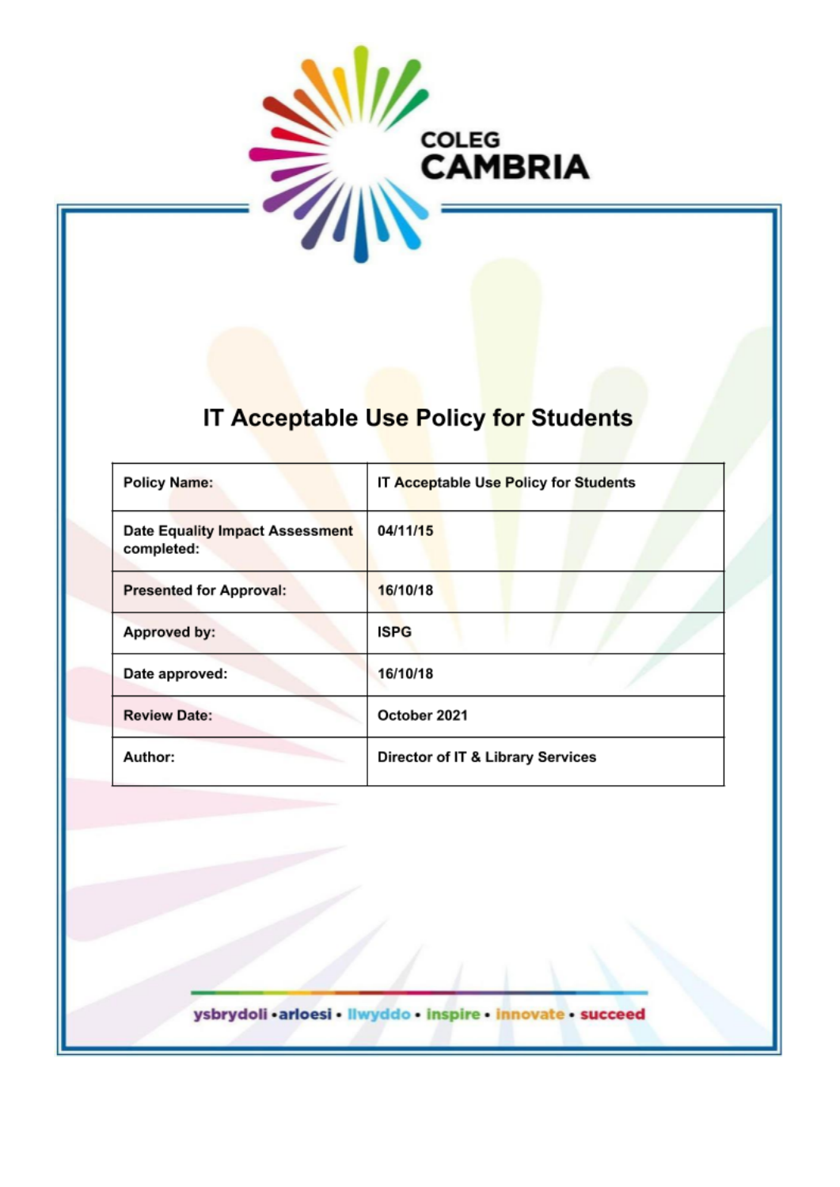COLEG CAMBRIA

# IT Acceptable Use Policy for Students

| | |
|---|---|
| **Policy Name:** | **IT Acceptable Use Policy for Students** |
| **Date Equality Impact Assessment completed:** | **04/11/15** |
| **Presented for Approval:** | **16/10/18** |
| **Approved by:** | **ISPG** |
| **Date approved:** | **16/10/18** |
| **Review Date:** | **October 2021** |
| **Author:** | **Director of IT & Library Services** |

ysbrydoli • arloesi • llwyddo • inspire • innovate • succeed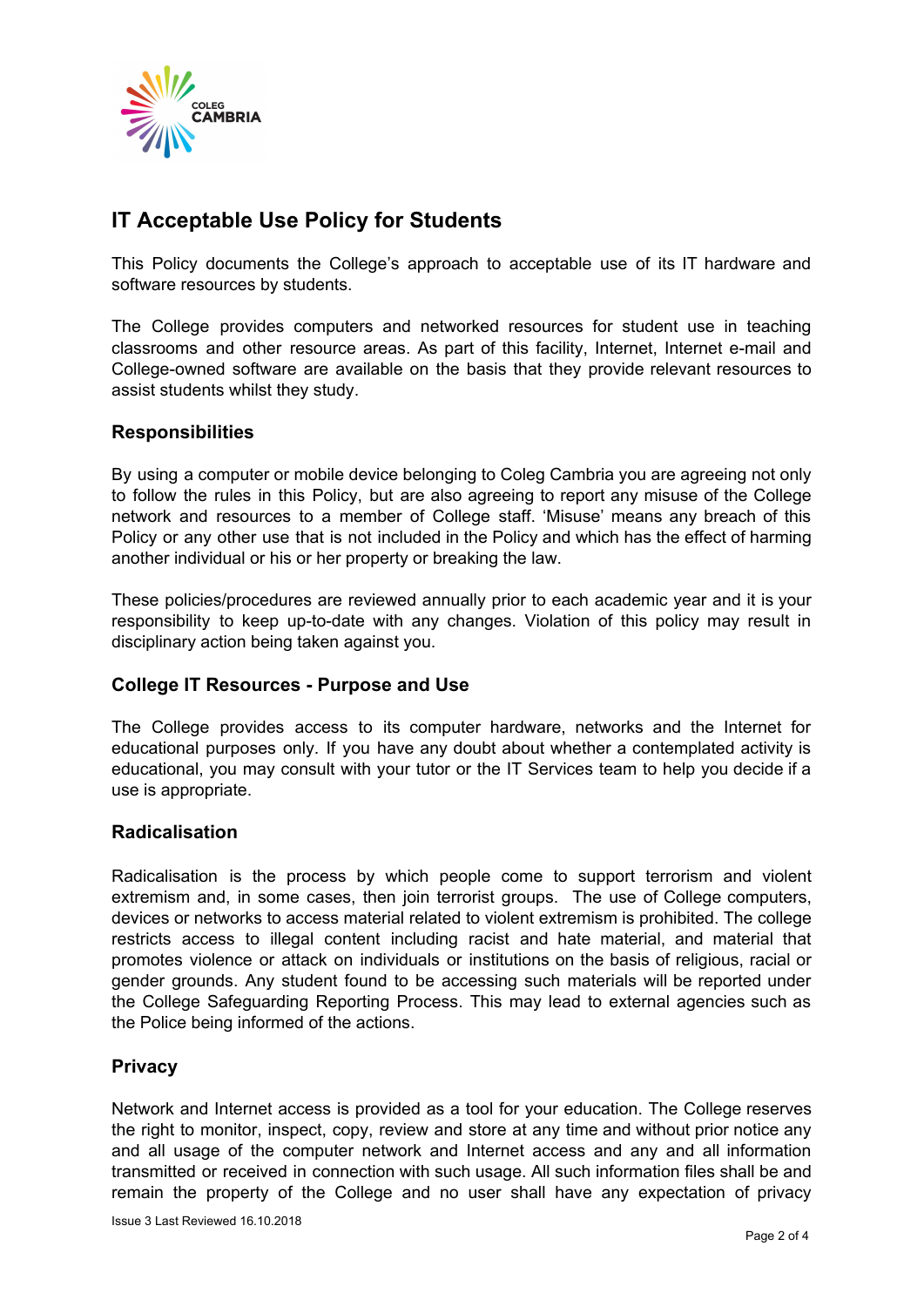# IT Acceptable Use Policy for Students

This Policy documents the College's approach to acceptable use of its IT hardware and software resources by students.

The College provides computers and networked resources for student use in teaching classrooms and other resource areas. As part of this facility, Internet, Internet e-mail and College-owned software are available on the basis that they provide relevant resources to assist students whilst they study.

## Responsibilities

By using a computer or mobile device belonging to Coleg Cambria you are agreeing not only to follow the rules in this Policy, but are also agreeing to report any misuse of the College network and resources to a member of College staff. 'Misuse' means any breach of this Policy or any other use that is not included in the Policy and which has the effect of harming another individual or his or her property or breaking the law.

These policies/procedures are reviewed annually prior to each academic year and it is your responsibility to keep up-to-date with any changes. Violation of this policy may result in disciplinary action being taken against you.

## College IT Resources - Purpose and Use

The College provides access to its computer hardware, networks and the Internet for educational purposes only. If you have any doubt about whether a contemplated activity is educational, you may consult with your tutor or the IT Services team to help you decide if a use is appropriate.

## Radicalisation

Radicalisation is the process by which people come to support terrorism and violent extremism and, in some cases, then join terrorist groups. The use of College computers, devices or networks to access material related to violent extremism is prohibited. The college restricts access to illegal content including racist and hate material, and material that promotes violence or attack on individuals or institutions on the basis of religious, racial or gender grounds. Any student found to be accessing such materials will be reported under the College Safeguarding Reporting Process. This may lead to external agencies such as the Police being informed of the actions.

## Privacy

Network and Internet access is provided as a tool for your education. The College reserves the right to monitor, inspect, copy, review and store at any time and without prior notice any and all usage of the computer network and Internet access and any and all information transmitted or received in connection with such usage. All such information files shall be and remain the property of the College and no user shall have any expectation of privacy

Issue 3 Last Reviewed 16.10.2018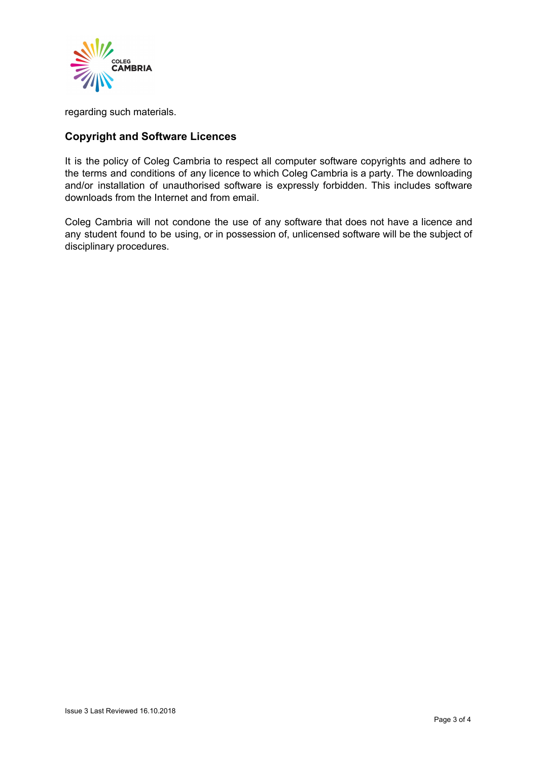regarding such materials.

## Copyright and Software Licences

It is the policy of Coleg Cambria to respect all computer software copyrights and adhere to the terms and conditions of any licence to which Coleg Cambria is a party. The downloading and/or installation of unauthorised software is expressly forbidden. This includes software downloads from the Internet and from email.

Coleg Cambria will not condone the use of any software that does not have a licence and any student found to be using, or in possession of, unlicensed software will be the subject of disciplinary procedures.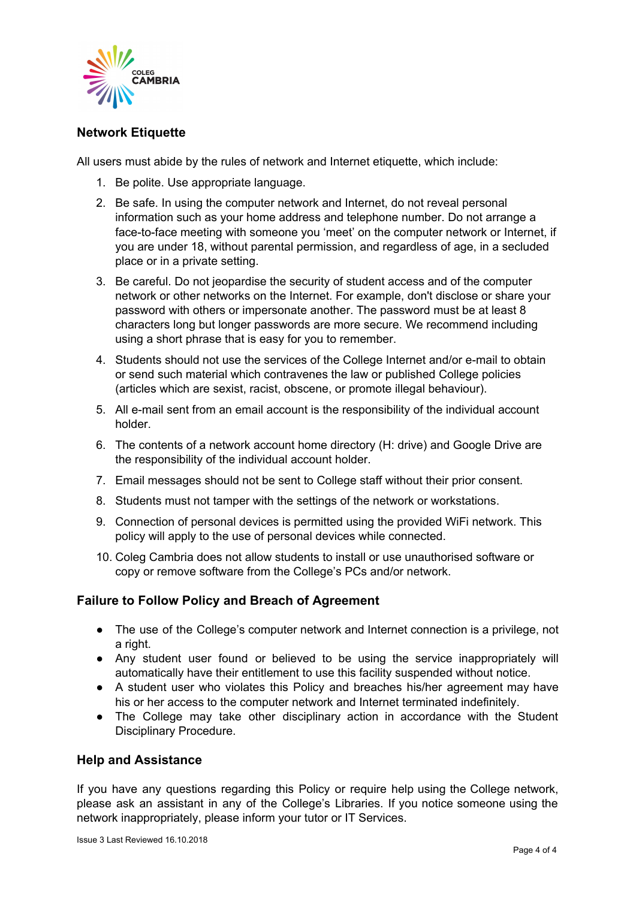## Network Etiquette

All users must abide by the rules of network and Internet etiquette, which include:

1. Be polite. Use appropriate language.
2. Be safe. In using the computer network and Internet, do not reveal personal information such as your home address and telephone number. Do not arrange a face-to-face meeting with someone you 'meet' on the computer network or Internet, if you are under 18, without parental permission, and regardless of age, in a secluded place or in a private setting.
3. Be careful. Do not jeopardise the security of student access and of the computer network or other networks on the Internet. For example, don't disclose or share your password with others or impersonate another. The password must be at least 8 characters long but longer passwords are more secure. We recommend including using a short phrase that is easy for you to remember.
4. Students should not use the services of the College Internet and/or e-mail to obtain or send such material which contravenes the law or published College policies (articles which are sexist, racist, obscene, or promote illegal behaviour).
5. All e-mail sent from an email account is the responsibility of the individual account holder.
6. The contents of a network account home directory (H: drive) and Google Drive are the responsibility of the individual account holder.
7. Email messages should not be sent to College staff without their prior consent.
8. Students must not tamper with the settings of the network or workstations.
9. Connection of personal devices is permitted using the provided WiFi network. This policy will apply to the use of personal devices while connected.
10. Coleg Cambria does not allow students to install or use unauthorised software or copy or remove software from the College's PCs and/or network.

## Failure to Follow Policy and Breach of Agreement

- The use of the College's computer network and Internet connection is a privilege, not a right.
- Any student user found or believed to be using the service inappropriately will automatically have their entitlement to use this facility suspended without notice.
- A student user who violates this Policy and breaches his/her agreement may have his or her access to the computer network and Internet terminated indefinitely.
- The College may take other disciplinary action in accordance with the Student Disciplinary Procedure.

## Help and Assistance

If you have any questions regarding this Policy or require help using the College network, please ask an assistant in any of the College's Libraries. If you notice someone using the network inappropriately, please inform your tutor or IT Services.

Issue 3 Last Reviewed 16.10.2018